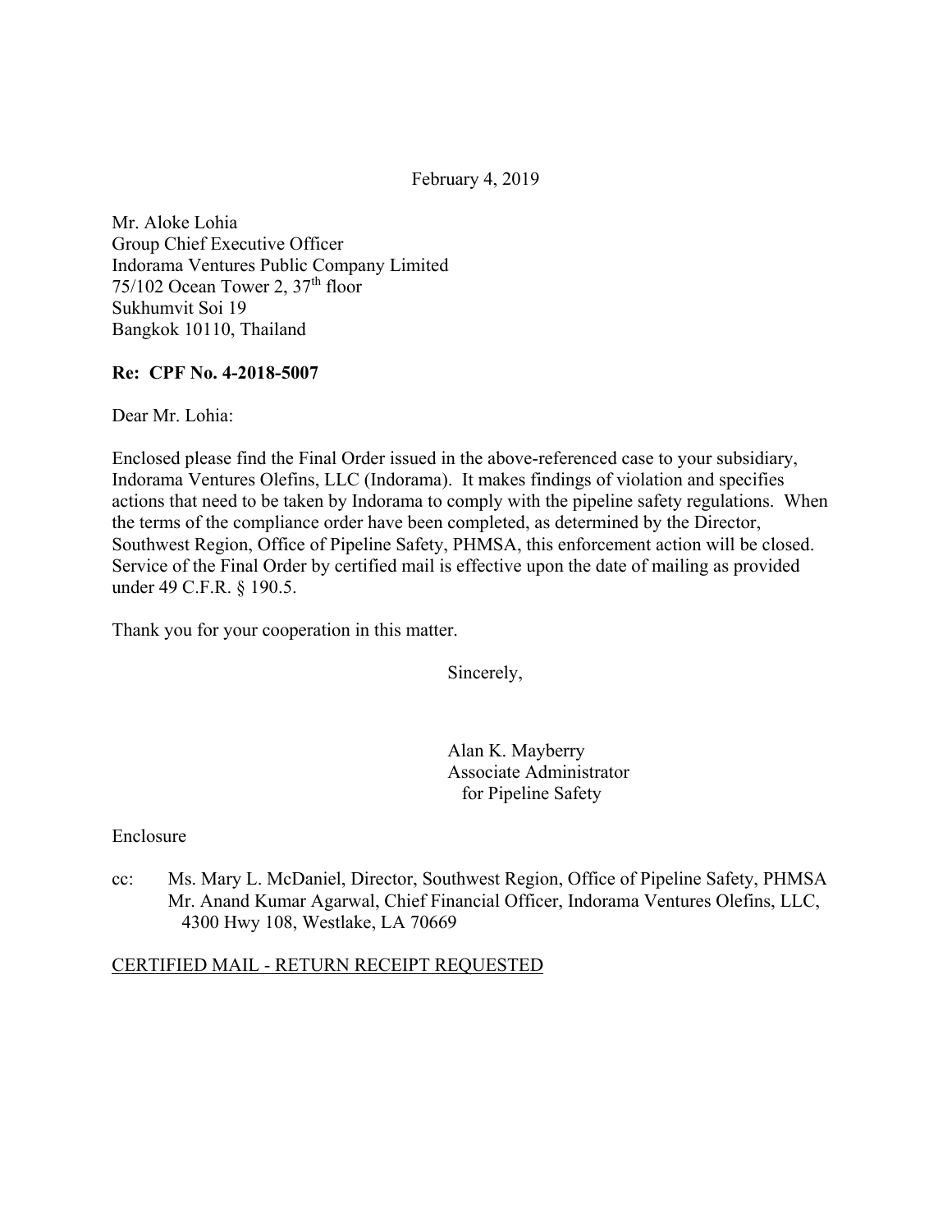February 4, 2019

Mr. Aloke Lohia
Group Chief Executive Officer
Indorama Ventures Public Company Limited
75/102 Ocean Tower 2, 37th floor
Sukhumvit Soi 19
Bangkok 10110, Thailand

**Re: CPF No. 4-2018-5007**

Dear Mr. Lohia:

Enclosed please find the Final Order issued in the above-referenced case to your subsidiary, Indorama Ventures Olefins, LLC (Indorama). It makes findings of violation and specifies actions that need to be taken by Indorama to comply with the pipeline safety regulations. When the terms of the compliance order have been completed, as determined by the Director, Southwest Region, Office of Pipeline Safety, PHMSA, this enforcement action will be closed. Service of the Final Order by certified mail is effective upon the date of mailing as provided under 49 C.F.R. § 190.5.

Thank you for your cooperation in this matter.

Sincerely,

Alan K. Mayberry
Associate Administrator
for Pipeline Safety

Enclosure

cc: Ms. Mary L. McDaniel, Director, Southwest Region, Office of Pipeline Safety, PHMSA
Mr. Anand Kumar Agarwal, Chief Financial Officer, Indorama Ventures Olefins, LLC, 4300 Hwy 108, Westlake, LA 70669

CERTIFIED MAIL - RETURN RECEIPT REQUESTED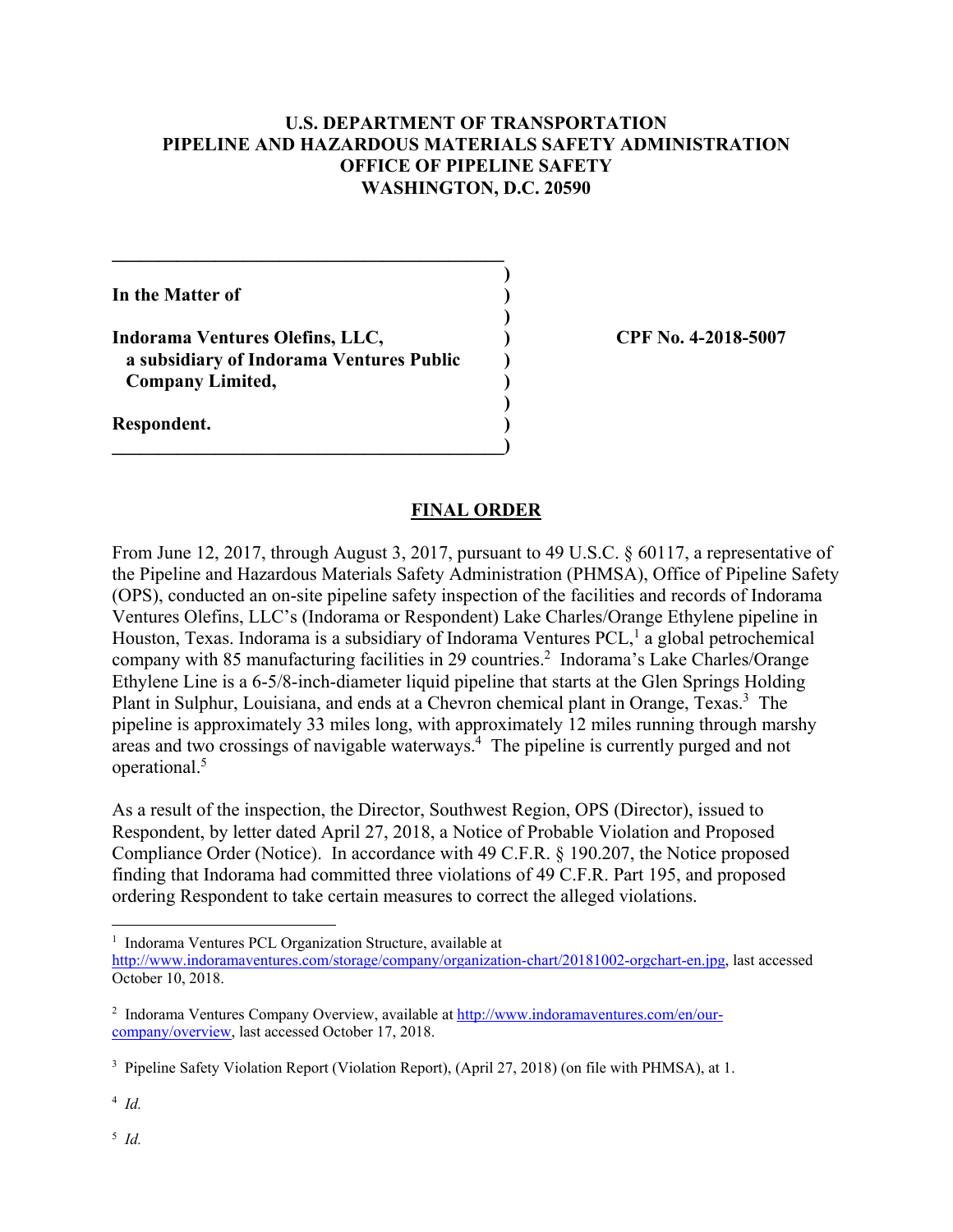**U.S. DEPARTMENT OF TRANSPORTATION**
**PIPELINE AND HAZARDOUS MATERIALS SAFETY ADMINISTRATION**
**OFFICE OF PIPELINE SAFETY**
**WASHINGTON, D.C. 20590**

| | |
|---|---|
| **In the Matter of** | |
| | |
| **Indorama Ventures Olefins, LLC, a subsidiary of Indorama Ventures Public Company Limited,** | **CPF No. 4-2018-5007** |
| | |
| **Respondent.** | |

## FINAL ORDER

From June 12, 2017, through August 3, 2017, pursuant to 49 U.S.C. § 60117, a representative of the Pipeline and Hazardous Materials Safety Administration (PHMSA), Office of Pipeline Safety (OPS), conducted an on-site pipeline safety inspection of the facilities and records of Indorama Ventures Olefins, LLC's (Indorama or Respondent) Lake Charles/Orange Ethylene pipeline in Houston, Texas. Indorama is a subsidiary of Indorama Ventures PCL,[1] a global petrochemical company with 85 manufacturing facilities in 29 countries.[2] Indorama's Lake Charles/Orange Ethylene Line is a 6-5/8-inch-diameter liquid pipeline that starts at the Glen Springs Holding Plant in Sulphur, Louisiana, and ends at a Chevron chemical plant in Orange, Texas.[3] The pipeline is approximately 33 miles long, with approximately 12 miles running through marshy areas and two crossings of navigable waterways.[4] The pipeline is currently purged and not operational.[5]

As a result of the inspection, the Director, Southwest Region, OPS (Director), issued to Respondent, by letter dated April 27, 2018, a Notice of Probable Violation and Proposed Compliance Order (Notice). In accordance with 49 C.F.R. § 190.207, the Notice proposed finding that Indorama had committed three violations of 49 C.F.R. Part 195, and proposed ordering Respondent to take certain measures to correct the alleged violations.

---

[1] Indorama Ventures PCL Organization Structure, available at http://www.indoramaventures.com/storage/company/organization-chart/20181002-orgchart-en.jpg, last accessed October 10, 2018.

[2] Indorama Ventures Company Overview, available at http://www.indoramaventures.com/en/our-company/overview, last accessed October 17, 2018.

[3] Pipeline Safety Violation Report (Violation Report), (April 27, 2018) (on file with PHMSA), at 1.

[4] *Id.*

[5] *Id.*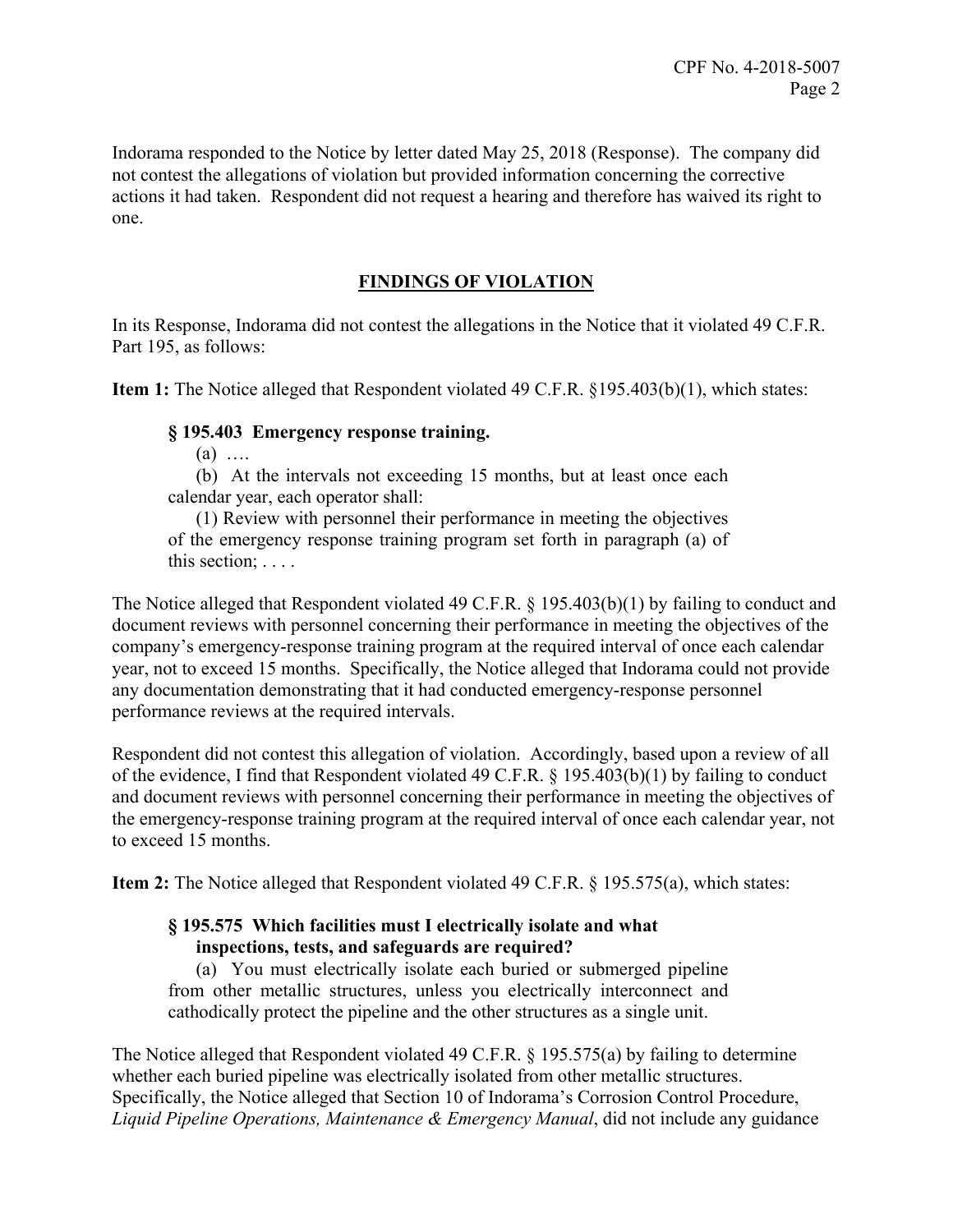Indorama responded to the Notice by letter dated May 25, 2018 (Response). The company did not contest the allegations of violation but provided information concerning the corrective actions it had taken. Respondent did not request a hearing and therefore has waived its right to one.

## FINDINGS OF VIOLATION

In its Response, Indorama did not contest the allegations in the Notice that it violated 49 C.F.R. Part 195, as follows:

**Item 1:** The Notice alleged that Respondent violated 49 C.F.R. §195.403(b)(1), which states:

> **§ 195.403 Emergency response training.**
>
> (a) ….
>
> (b) At the intervals not exceeding 15 months, but at least once each calendar year, each operator shall:
>
> (1) Review with personnel their performance in meeting the objectives of the emergency response training program set forth in paragraph (a) of this section; . . . .

The Notice alleged that Respondent violated 49 C.F.R. § 195.403(b)(1) by failing to conduct and document reviews with personnel concerning their performance in meeting the objectives of the company's emergency-response training program at the required interval of once each calendar year, not to exceed 15 months. Specifically, the Notice alleged that Indorama could not provide any documentation demonstrating that it had conducted emergency-response personnel performance reviews at the required intervals.

Respondent did not contest this allegation of violation. Accordingly, based upon a review of all of the evidence, I find that Respondent violated 49 C.F.R. § 195.403(b)(1) by failing to conduct and document reviews with personnel concerning their performance in meeting the objectives of the emergency-response training program at the required interval of once each calendar year, not to exceed 15 months.

**Item 2:** The Notice alleged that Respondent violated 49 C.F.R. § 195.575(a), which states:

> **§ 195.575 Which facilities must I electrically isolate and what inspections, tests, and safeguards are required?**
>
> (a) You must electrically isolate each buried or submerged pipeline from other metallic structures, unless you electrically interconnect and cathodically protect the pipeline and the other structures as a single unit.

The Notice alleged that Respondent violated 49 C.F.R. § 195.575(a) by failing to determine whether each buried pipeline was electrically isolated from other metallic structures. Specifically, the Notice alleged that Section 10 of Indorama's Corrosion Control Procedure, *Liquid Pipeline Operations, Maintenance & Emergency Manual*, did not include any guidance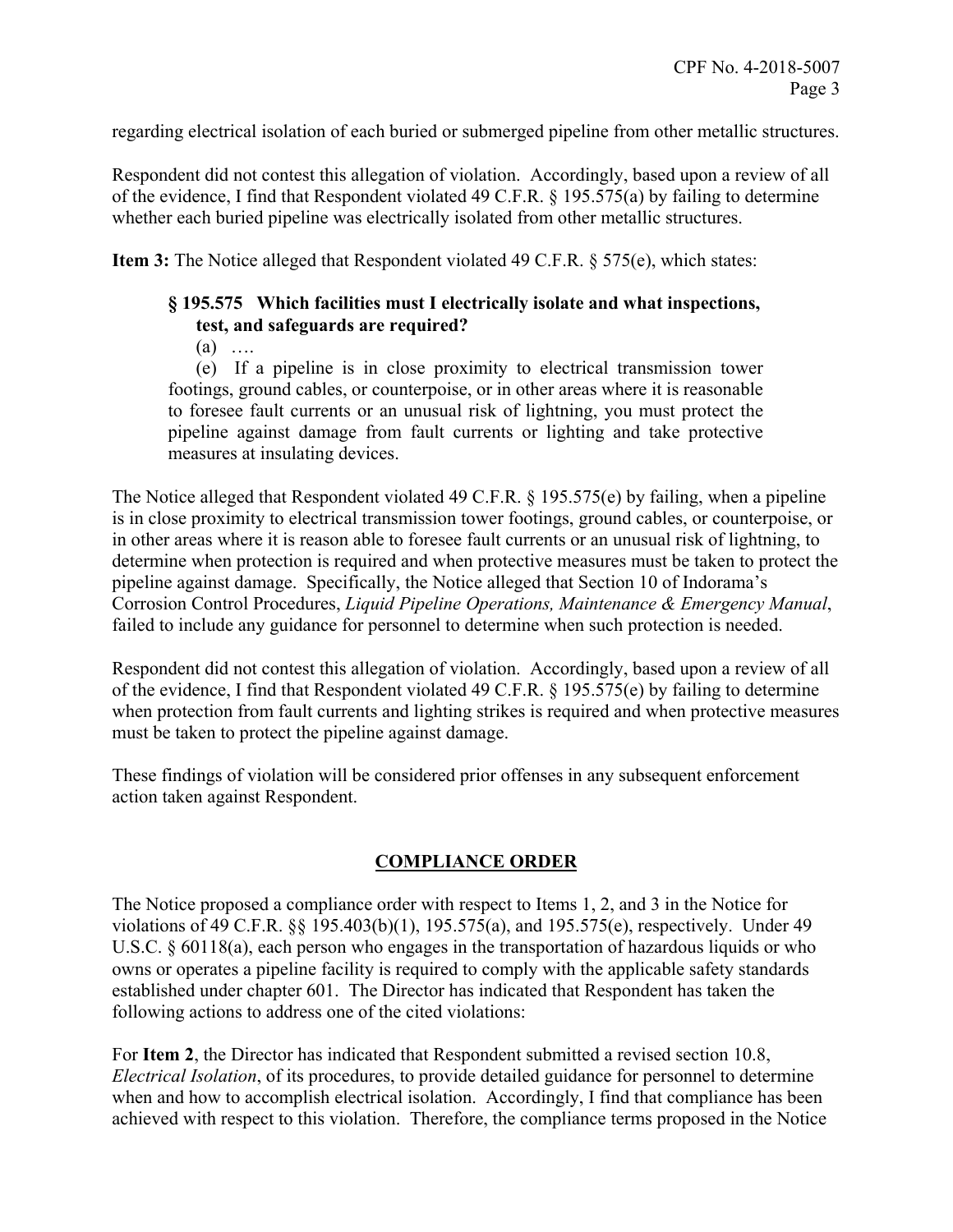regarding electrical isolation of each buried or submerged pipeline from other metallic structures.

Respondent did not contest this allegation of violation. Accordingly, based upon a review of all of the evidence, I find that Respondent violated 49 C.F.R. § 195.575(a) by failing to determine whether each buried pipeline was electrically isolated from other metallic structures.

**Item 3:** The Notice alleged that Respondent violated 49 C.F.R. § 575(e), which states:

> **§ 195.575 Which facilities must I electrically isolate and what inspections, test, and safeguards are required?**
>
> (a) ….
>
> (e) If a pipeline is in close proximity to electrical transmission tower footings, ground cables, or counterpoise, or in other areas where it is reasonable to foresee fault currents or an unusual risk of lightning, you must protect the pipeline against damage from fault currents or lighting and take protective measures at insulating devices.

The Notice alleged that Respondent violated 49 C.F.R. § 195.575(e) by failing, when a pipeline is in close proximity to electrical transmission tower footings, ground cables, or counterpoise, or in other areas where it is reason able to foresee fault currents or an unusual risk of lightning, to determine when protection is required and when protective measures must be taken to protect the pipeline against damage. Specifically, the Notice alleged that Section 10 of Indorama's Corrosion Control Procedures, *Liquid Pipeline Operations, Maintenance & Emergency Manual*, failed to include any guidance for personnel to determine when such protection is needed.

Respondent did not contest this allegation of violation. Accordingly, based upon a review of all of the evidence, I find that Respondent violated 49 C.F.R. § 195.575(e) by failing to determine when protection from fault currents and lighting strikes is required and when protective measures must be taken to protect the pipeline against damage.

These findings of violation will be considered prior offenses in any subsequent enforcement action taken against Respondent.

## COMPLIANCE ORDER

The Notice proposed a compliance order with respect to Items 1, 2, and 3 in the Notice for violations of 49 C.F.R. §§ 195.403(b)(1), 195.575(a), and 195.575(e), respectively. Under 49 U.S.C. § 60118(a), each person who engages in the transportation of hazardous liquids or who owns or operates a pipeline facility is required to comply with the applicable safety standards established under chapter 601. The Director has indicated that Respondent has taken the following actions to address one of the cited violations:

For **Item 2**, the Director has indicated that Respondent submitted a revised section 10.8, *Electrical Isolation*, of its procedures, to provide detailed guidance for personnel to determine when and how to accomplish electrical isolation. Accordingly, I find that compliance has been achieved with respect to this violation. Therefore, the compliance terms proposed in the Notice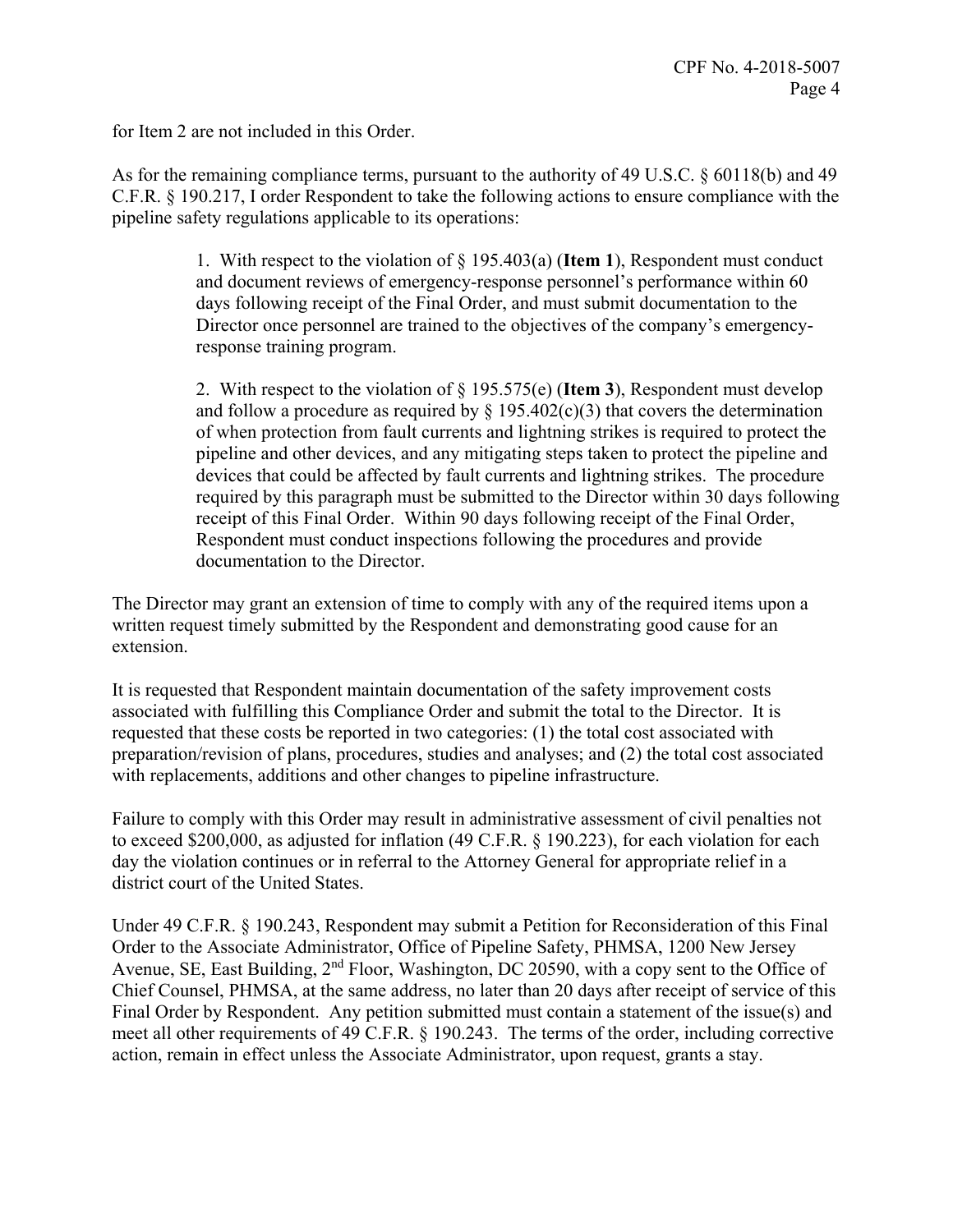for Item 2 are not included in this Order.

As for the remaining compliance terms, pursuant to the authority of 49 U.S.C. § 60118(b) and 49 C.F.R. § 190.217, I order Respondent to take the following actions to ensure compliance with the pipeline safety regulations applicable to its operations:

1. With respect to the violation of § 195.403(a) (**Item 1**), Respondent must conduct and document reviews of emergency-response personnel's performance within 60 days following receipt of the Final Order, and must submit documentation to the Director once personnel are trained to the objectives of the company's emergency-response training program.

2. With respect to the violation of § 195.575(e) (**Item 3**), Respondent must develop and follow a procedure as required by § 195.402(c)(3) that covers the determination of when protection from fault currents and lightning strikes is required to protect the pipeline and other devices, and any mitigating steps taken to protect the pipeline and devices that could be affected by fault currents and lightning strikes. The procedure required by this paragraph must be submitted to the Director within 30 days following receipt of this Final Order. Within 90 days following receipt of the Final Order, Respondent must conduct inspections following the procedures and provide documentation to the Director.

The Director may grant an extension of time to comply with any of the required items upon a written request timely submitted by the Respondent and demonstrating good cause for an extension.

It is requested that Respondent maintain documentation of the safety improvement costs associated with fulfilling this Compliance Order and submit the total to the Director. It is requested that these costs be reported in two categories: (1) the total cost associated with preparation/revision of plans, procedures, studies and analyses; and (2) the total cost associated with replacements, additions and other changes to pipeline infrastructure.

Failure to comply with this Order may result in administrative assessment of civil penalties not to exceed $200,000, as adjusted for inflation (49 C.F.R. § 190.223), for each violation for each day the violation continues or in referral to the Attorney General for appropriate relief in a district court of the United States.

Under 49 C.F.R. § 190.243, Respondent may submit a Petition for Reconsideration of this Final Order to the Associate Administrator, Office of Pipeline Safety, PHMSA, 1200 New Jersey Avenue, SE, East Building, 2nd Floor, Washington, DC 20590, with a copy sent to the Office of Chief Counsel, PHMSA, at the same address, no later than 20 days after receipt of service of this Final Order by Respondent. Any petition submitted must contain a statement of the issue(s) and meet all other requirements of 49 C.F.R. § 190.243. The terms of the order, including corrective action, remain in effect unless the Associate Administrator, upon request, grants a stay.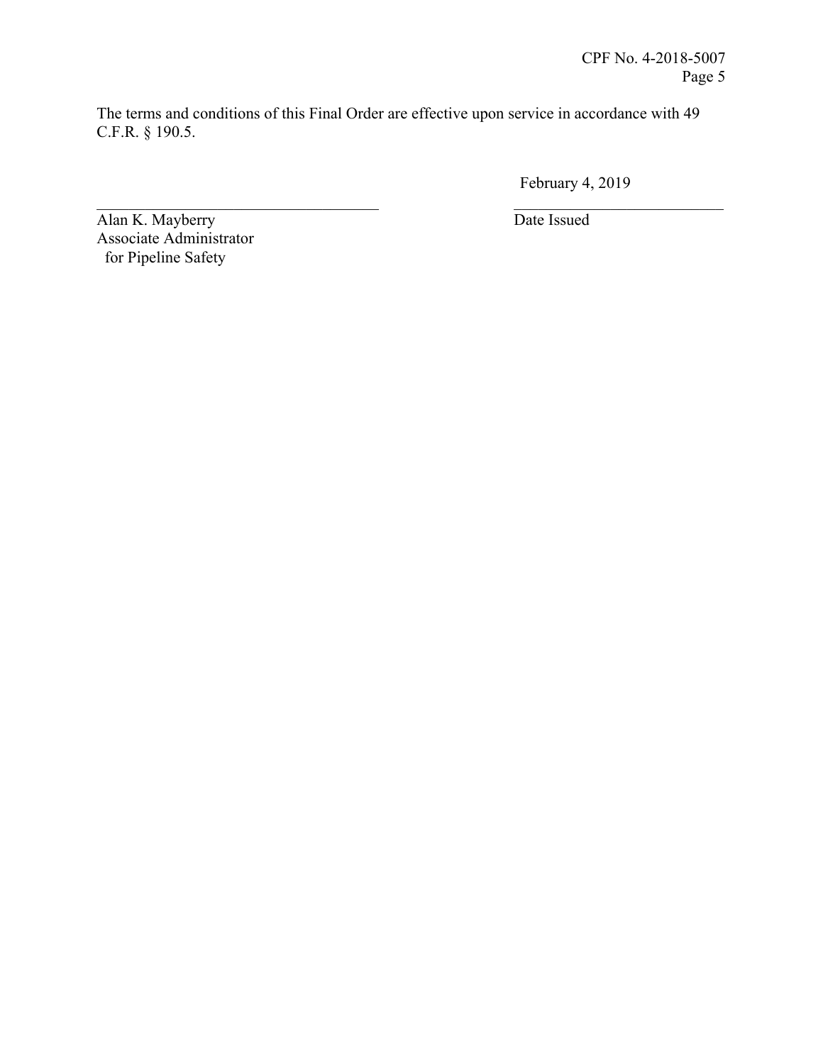The terms and conditions of this Final Order are effective upon service in accordance with 49 C.F.R. § 190.5.

February 4, 2019

\_\_\_\_\_\_\_\_\_\_\_\_\_\_\_\_\_\_\_\_\_\_\_\_\_\_\_\_\_\_\_\_\_ \_\_\_\_\_\_\_\_\_\_\_\_\_\_\_\_\_\_\_\_\_\_\_\_\_

Alan K. Mayberry
Associate Administrator
for Pipeline Safety

Date Issued